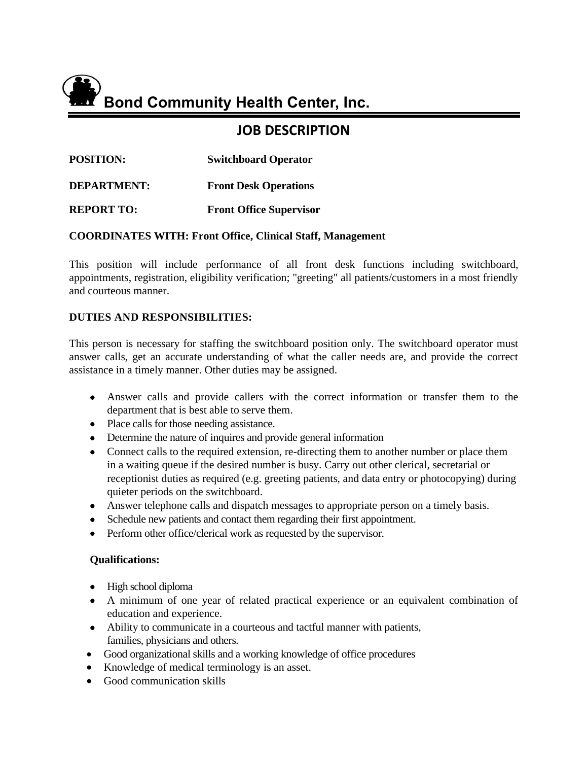# Bond Community Health Center, Inc.

## JOB DESCRIPTION

**POSITION:** **Switchboard Operator**

**DEPARTMENT:** **Front Desk Operations**

**REPORT TO:** **Front Office Supervisor**

**COORDINATES WITH: Front Office, Clinical Staff, Management**

This position will include performance of all front desk functions including switchboard, appointments, registration, eligibility verification; "greeting" all patients/customers in a most friendly and courteous manner.

**DUTIES AND RESPONSIBILITIES:**

This person is necessary for staffing the switchboard position only. The switchboard operator must answer calls, get an accurate understanding of what the caller needs are, and provide the correct assistance in a timely manner. Other duties may be assigned.

- Answer calls and provide callers with the correct information or transfer them to the department that is best able to serve them.
- Place calls for those needing assistance.
- Determine the nature of inquires and provide general information
- Connect calls to the required extension, re-directing them to another number or place them in a waiting queue if the desired number is busy. Carry out other clerical, secretarial or receptionist duties as required (e.g. greeting patients, and data entry or photocopying) during quieter periods on the switchboard.
- Answer telephone calls and dispatch messages to appropriate person on a timely basis.
- Schedule new patients and contact them regarding their first appointment.
- Perform other office/clerical work as requested by the supervisor.

**Qualifications:**

- High school diploma
- A minimum of one year of related practical experience or an equivalent combination of education and experience.
- Ability to communicate in a courteous and tactful manner with patients, families, physicians and others.
- Good organizational skills and a working knowledge of office procedures
- Knowledge of medical terminology is an asset.
- Good communication skills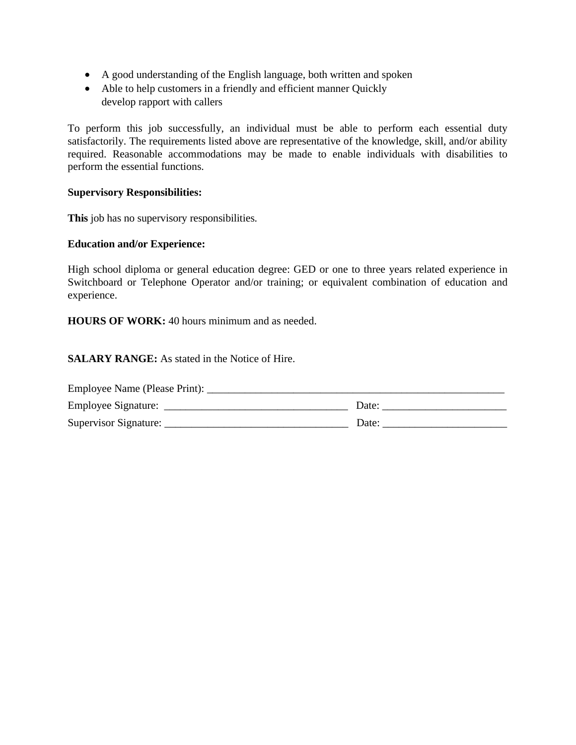- A good understanding of the English language, both written and spoken
- Able to help customers in a friendly and efficient manner Quickly develop rapport with callers

To perform this job successfully, an individual must be able to perform each essential duty satisfactorily. The requirements listed above are representative of the knowledge, skill, and/or ability required. Reasonable accommodations may be made to enable individuals with disabilities to perform the essential functions.

**Supervisory Responsibilities:**

**This** job has no supervisory responsibilities.

**Education and/or Experience:**

High school diploma or general education degree: GED or one to three years related experience in Switchboard or Telephone Operator and/or training; or equivalent combination of education and experience.

**HOURS OF WORK:** 40 hours minimum and as needed.

**SALARY RANGE:** As stated in the Notice of Hire.

Employee Name (Please Print): ___________________________________________________________

Employee Signature: ___________________________________ Date: _______________________

Supervisor Signature: ___________________________________ Date: _______________________